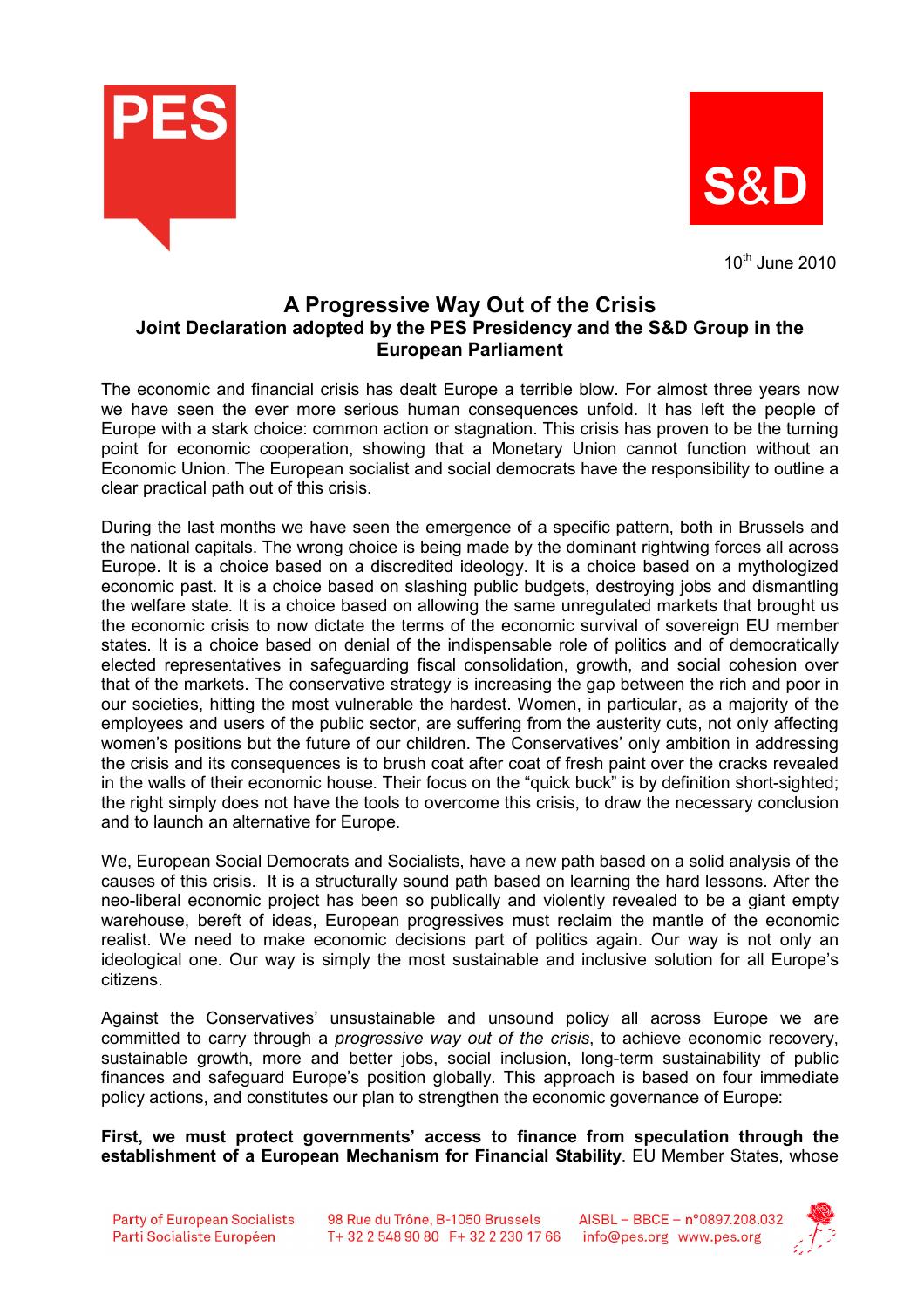10th June 2010

# A Progressive Way Out of the Crisis

## Joint Declaration adopted by the PES Presidency and the S&D Group in the European Parliament

The economic and financial crisis has dealt Europe a terrible blow. For almost three years now we have seen the ever more serious human consequences unfold. It has left the people of Europe with a stark choice: common action or stagnation. This crisis has proven to be the turning point for economic cooperation, showing that a Monetary Union cannot function without an Economic Union. The European socialist and social democrats have the responsibility to outline a clear practical path out of this crisis.

During the last months we have seen the emergence of a specific pattern, both in Brussels and the national capitals. The wrong choice is being made by the dominant rightwing forces all across Europe. It is a choice based on a discredited ideology. It is a choice based on a mythologized economic past. It is a choice based on slashing public budgets, destroying jobs and dismantling the welfare state. It is a choice based on allowing the same unregulated markets that brought us the economic crisis to now dictate the terms of the economic survival of sovereign EU member states. It is a choice based on denial of the indispensable role of politics and of democratically elected representatives in safeguarding fiscal consolidation, growth, and social cohesion over that of the markets. The conservative strategy is increasing the gap between the rich and poor in our societies, hitting the most vulnerable the hardest. Women, in particular, as a majority of the employees and users of the public sector, are suffering from the austerity cuts, not only affecting women's positions but the future of our children. The Conservatives' only ambition in addressing the crisis and its consequences is to brush coat after coat of fresh paint over the cracks revealed in the walls of their economic house. Their focus on the "quick buck" is by definition short-sighted; the right simply does not have the tools to overcome this crisis, to draw the necessary conclusion and to launch an alternative for Europe.

We, European Social Democrats and Socialists, have a new path based on a solid analysis of the causes of this crisis. It is a structurally sound path based on learning the hard lessons. After the neo-liberal economic project has been so publically and violently revealed to be a giant empty warehouse, bereft of ideas, European progressives must reclaim the mantle of the economic realist. We need to make economic decisions part of politics again. Our way is not only an ideological one. Our way is simply the most sustainable and inclusive solution for all Europe's citizens.

Against the Conservatives' unsustainable and unsound policy all across Europe we are committed to carry through a *progressive way out of the crisis*, to achieve economic recovery, sustainable growth, more and better jobs, social inclusion, long-term sustainability of public finances and safeguard Europe's position globally. This approach is based on four immediate policy actions, and constitutes our plan to strengthen the economic governance of Europe:

**First, we must protect governments' access to finance from speculation through the establishment of a European Mechanism for Financial Stability**. EU Member States, whose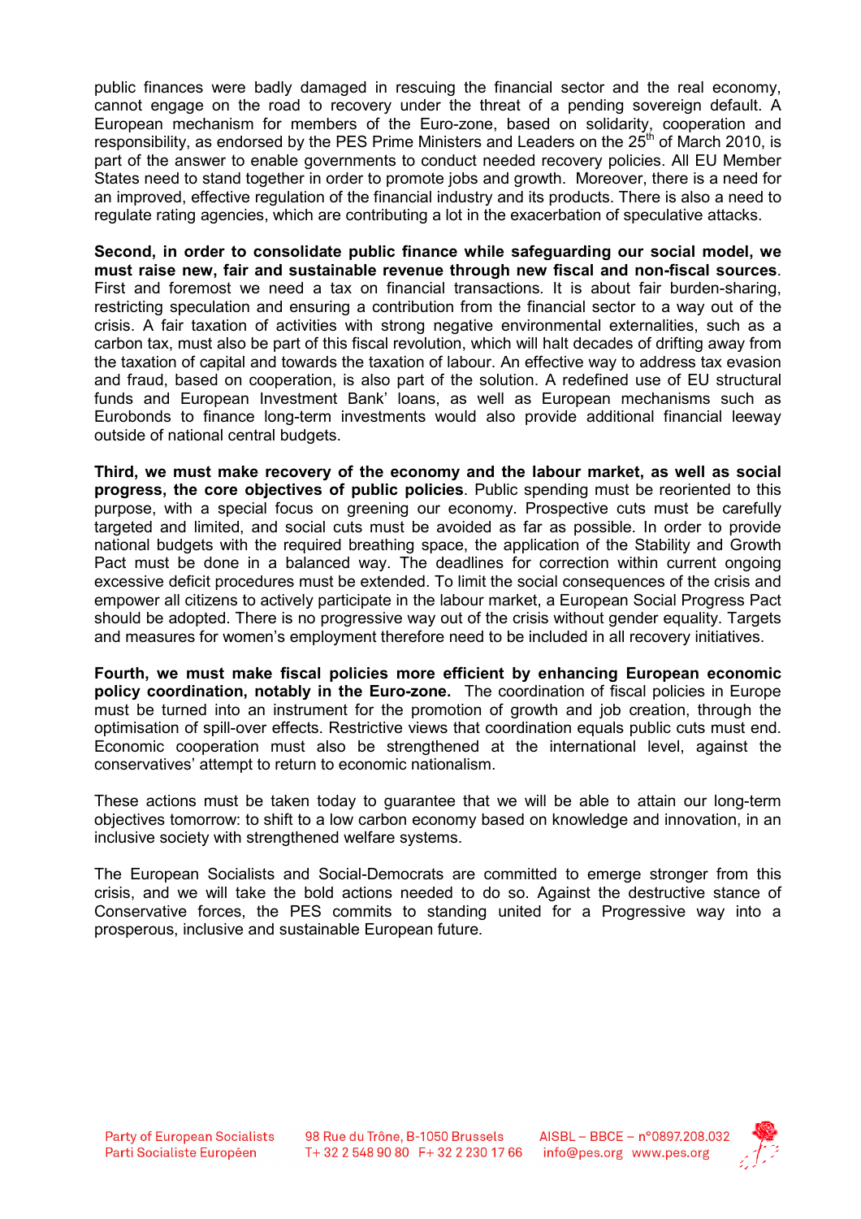public finances were badly damaged in rescuing the financial sector and the real economy, cannot engage on the road to recovery under the threat of a pending sovereign default. A European mechanism for members of the Euro-zone, based on solidarity, cooperation and responsibility, as endorsed by the PES Prime Ministers and Leaders on the 25th of March 2010, is part of the answer to enable governments to conduct needed recovery policies. All EU Member States need to stand together in order to promote jobs and growth. Moreover, there is a need for an improved, effective regulation of the financial industry and its products. There is also a need to regulate rating agencies, which are contributing a lot in the exacerbation of speculative attacks.

**Second, in order to consolidate public finance while safeguarding our social model, we must raise new, fair and sustainable revenue through new fiscal and non-fiscal sources**. First and foremost we need a tax on financial transactions. It is about fair burden-sharing, restricting speculation and ensuring a contribution from the financial sector to a way out of the crisis. A fair taxation of activities with strong negative environmental externalities, such as a carbon tax, must also be part of this fiscal revolution, which will halt decades of drifting away from the taxation of capital and towards the taxation of labour. An effective way to address tax evasion and fraud, based on cooperation, is also part of the solution. A redefined use of EU structural funds and European Investment Bank' loans, as well as European mechanisms such as Eurobonds to finance long-term investments would also provide additional financial leeway outside of national central budgets.

**Third, we must make recovery of the economy and the labour market, as well as social progress, the core objectives of public policies**. Public spending must be reoriented to this purpose, with a special focus on greening our economy. Prospective cuts must be carefully targeted and limited, and social cuts must be avoided as far as possible. In order to provide national budgets with the required breathing space, the application of the Stability and Growth Pact must be done in a balanced way. The deadlines for correction within current ongoing excessive deficit procedures must be extended. To limit the social consequences of the crisis and empower all citizens to actively participate in the labour market, a European Social Progress Pact should be adopted. There is no progressive way out of the crisis without gender equality. Targets and measures for women's employment therefore need to be included in all recovery initiatives.

**Fourth, we must make fiscal policies more efficient by enhancing European economic policy coordination, notably in the Euro-zone.** The coordination of fiscal policies in Europe must be turned into an instrument for the promotion of growth and job creation, through the optimisation of spill-over effects. Restrictive views that coordination equals public cuts must end. Economic cooperation must also be strengthened at the international level, against the conservatives' attempt to return to economic nationalism.

These actions must be taken today to guarantee that we will be able to attain our long-term objectives tomorrow: to shift to a low carbon economy based on knowledge and innovation, in an inclusive society with strengthened welfare systems.

The European Socialists and Social-Democrats are committed to emerge stronger from this crisis, and we will take the bold actions needed to do so. Against the destructive stance of Conservative forces, the PES commits to standing united for a Progressive way into a prosperous, inclusive and sustainable European future.